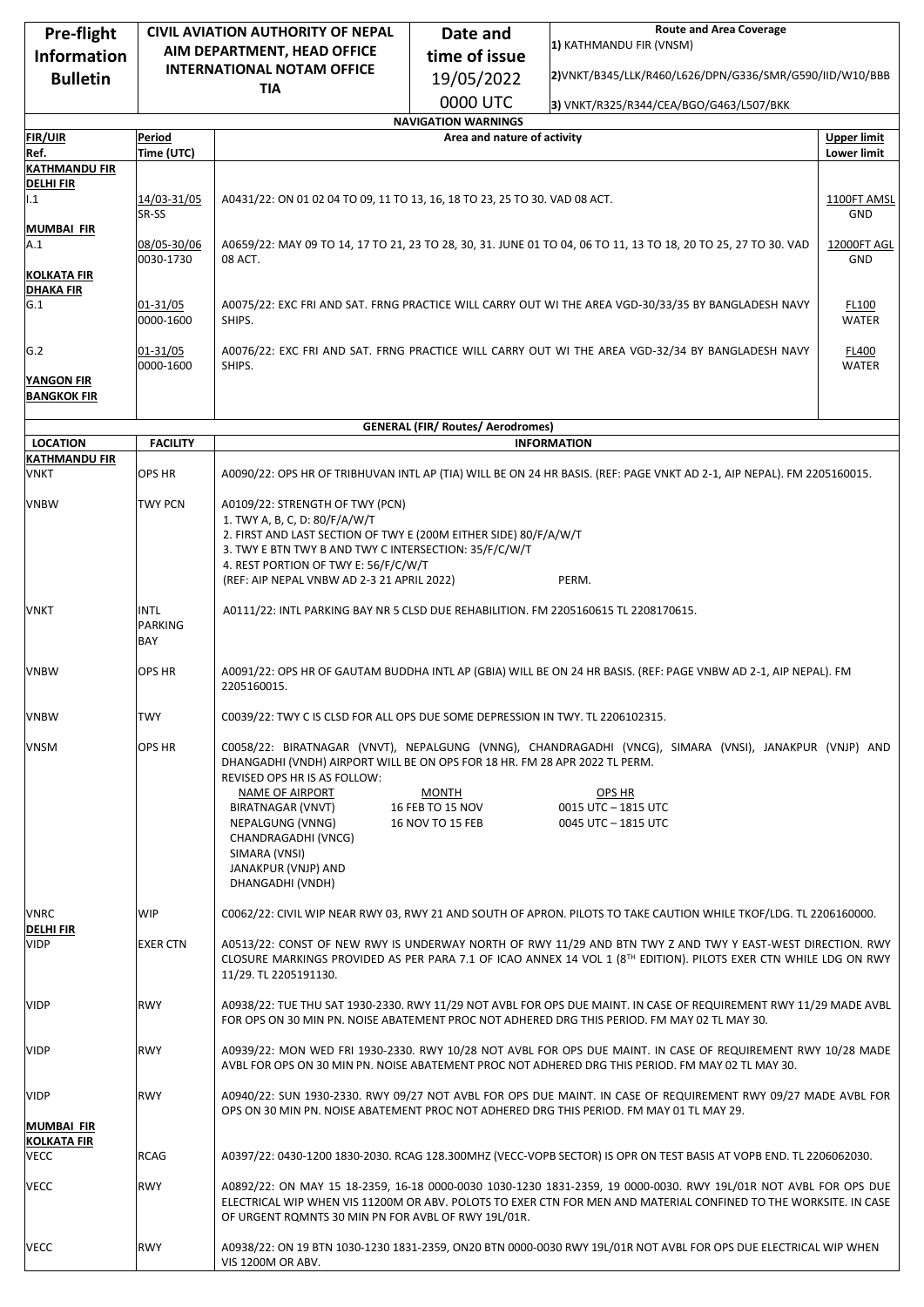| Pre-flight Information Bulletin | CIVIL AVIATION AUTHORITY OF NEPAL AIM DEPARTMENT, HEAD OFFICE INTERNATIONAL NOTAM OFFICE TIA | Date and time of issue 19/05/2022 0000 UTC | Route and Area Coverage 1) KATHMANDU FIR (VNSM) 2)VNKT/B345/LLK/R460/L626/DPN/G336/SMR/G590/IID/W10/BBB 3) VNKT/R325/R344/CEA/BGO/G463/L507/BKK |
|---|---|---|---|

## NAVIGATION WARNINGS

| FIR/UIR Ref. | Period Time (UTC) | Area and nature of activity | Upper limit Lower limit |
|---|---|---|---|
| **KATHMANDU FIR** | | | |
| **DELHI FIR** | | | |
| I.1 | 14/03-31/05 SR-SS | A0431/22: ON 01 02 04 TO 09, 11 TO 13, 16, 18 TO 23, 25 TO 30. VAD 08 ACT. | 1100FT AMSL GND |
| **MUMBAI FIR** | | | |
| A.1 | 08/05-30/06 0030-1730 | A0659/22: MAY 09 TO 14, 17 TO 21, 23 TO 28, 30, 31. JUNE 01 TO 04, 06 TO 11, 13 TO 18, 20 TO 25, 27 TO 30. VAD 08 ACT. | 12000FT AGL GND |
| **KOLKATA FIR** | | | |
| **DHAKA FIR** | | | |
| G.1 | 01-31/05 0000-1600 | A0075/22: EXC FRI AND SAT. FRNG PRACTICE WILL CARRY OUT WI THE AREA VGD-30/33/35 BY BANGLADESH NAVY SHIPS. | FL100 WATER |
| G.2 | 01-31/05 0000-1600 | A0076/22: EXC FRI AND SAT. FRNG PRACTICE WILL CARRY OUT WI THE AREA VGD-32/34 BY BANGLADESH NAVY SHIPS. | FL400 WATER |
| **YANGON FIR** | | | |
| **BANGKOK FIR** | | | |

## GENERAL (FIR/ Routes/ Aerodromes)

| LOCATION | FACILITY | INFORMATION |
|---|---|---|
| **KATHMANDU FIR** | | |
| VNKT | OPS HR | A0090/22: OPS HR OF TRIBHUVAN INTL AP (TIA) WILL BE ON 24 HR BASIS. (REF: PAGE VNKT AD 2-1, AIP NEPAL). FM 2205160015. |
| VNBW | TWY PCN | A0109/22: STRENGTH OF TWY (PCN)<br>1. TWY A, B, C, D: 80/F/A/W/T<br>2. FIRST AND LAST SECTION OF TWY E (200M EITHER SIDE) 80/F/A/W/T<br>3. TWY E BTN TWY B AND TWY C INTERSECTION: 35/F/C/W/T<br>4. REST PORTION OF TWY E: 56/F/C/W/T<br>(REF: AIP NEPAL VNBW AD 2-3 21 APRIL 2022) PERM. |
| VNKT | INTL PARKING BAY | A0111/22: INTL PARKING BAY NR 5 CLSD DUE REHABILITION. FM 2205160615 TL 2208170615. |
| VNBW | OPS HR | A0091/22: OPS HR OF GAUTAM BUDDHA INTL AP (GBIA) WILL BE ON 24 HR BASIS. (REF: PAGE VNBW AD 2-1, AIP NEPAL). FM 2205160015. |
| VNBW | TWY | C0039/22: TWY C IS CLSD FOR ALL OPS DUE SOME DEPRESSION IN TWY. TL 2206102315. |
| VNSM | OPS HR | C0058/22: BIRATNAGAR (VNVT), NEPALGUNG (VNNG), CHANDRAGADHI (VNCG), SIMARA (VNSI), JANAKPUR (VNJP) AND DHANGADHI (VNDH) AIRPORT WILL BE ON OPS FOR 18 HR. FM 28 APR 2022 TL PERM.<br>REVISED OPS HR IS AS FOLLOW:<br>NAME OF AIRPORT: BIRATNAGAR (VNVT), NEPALGUNG (VNNG), CHANDRAGADHI (VNCG), SIMARA (VNSI), JANAKPUR (VNJP) AND DHANGADHI (VNDH)<br>MONTH / OPS HR:<br>16 FEB TO 15 NOV — 0015 UTC – 1815 UTC<br>16 NOV TO 15 FEB — 0045 UTC – 1815 UTC |
| VNRC | WIP | C0062/22: CIVIL WIP NEAR RWY 03, RWY 21 AND SOUTH OF APRON. PILOTS TO TAKE CAUTION WHILE TKOF/LDG. TL 2206160000. |
| **DELHI FIR** | | |
| VIDP | EXER CTN | A0513/22: CONST OF NEW RWY IS UNDERWAY NORTH OF RWY 11/29 AND BTN TWY Z AND TWY Y EAST-WEST DIRECTION. RWY CLOSURE MARKINGS PROVIDED AS PER PARA 7.1 OF ICAO ANNEX 14 VOL 1 (8TH EDITION). PILOTS EXER CTN WHILE LDG ON RWY 11/29. TL 2205191130. |
| VIDP | RWY | A0938/22: TUE THU SAT 1930-2330. RWY 11/29 NOT AVBL FOR OPS DUE MAINT. IN CASE OF REQUIREMENT RWY 11/29 MADE AVBL FOR OPS ON 30 MIN PN. NOISE ABATEMENT PROC NOT ADHERED DRG THIS PERIOD. FM MAY 02 TL MAY 30. |
| VIDP | RWY | A0939/22: MON WED FRI 1930-2330. RWY 10/28 NOT AVBL FOR OPS DUE MAINT. IN CASE OF REQUIREMENT RWY 10/28 MADE AVBL FOR OPS ON 30 MIN PN. NOISE ABATEMENT PROC NOT ADHERED DRG THIS PERIOD. FM MAY 02 TL MAY 30. |
| VIDP | RWY | A0940/22: SUN 1930-2330. RWY 09/27 NOT AVBL FOR OPS DUE MAINT. IN CASE OF REQUIREMENT RWY 09/27 MADE AVBL FOR OPS ON 30 MIN PN. NOISE ABATEMENT PROC NOT ADHERED DRG THIS PERIOD. FM MAY 01 TL MAY 29. |
| **MUMBAI FIR** | | |
| **KOLKATA FIR** | | |
| VECC | RCAG | A0397/22: 0430-1200 1830-2030. RCAG 128.300MHZ (VECC-VOPB SECTOR) IS OPR ON TEST BASIS AT VOPB END. TL 2206062030. |
| VECC | RWY | A0892/22: ON MAY 15 18-2359, 16-18 0000-0030 1030-1230 1831-2359, 19 0000-0030. RWY 19L/01R NOT AVBL FOR OPS DUE ELECTRICAL WIP WHEN VIS 11200M OR ABV. POLOTS TO EXER CTN FOR MEN AND MATERIAL CONFINED TO THE WORKSITE. IN CASE OF URGENT RQMNTS 30 MIN PN FOR AVBL OF RWY 19L/01R. |
| VECC | RWY | A0938/22: ON 19 BTN 1030-1230 1831-2359, ON20 BTN 0000-0030 RWY 19L/01R NOT AVBL FOR OPS DUE ELECTRICAL WIP WHEN VIS 1200M OR ABV. |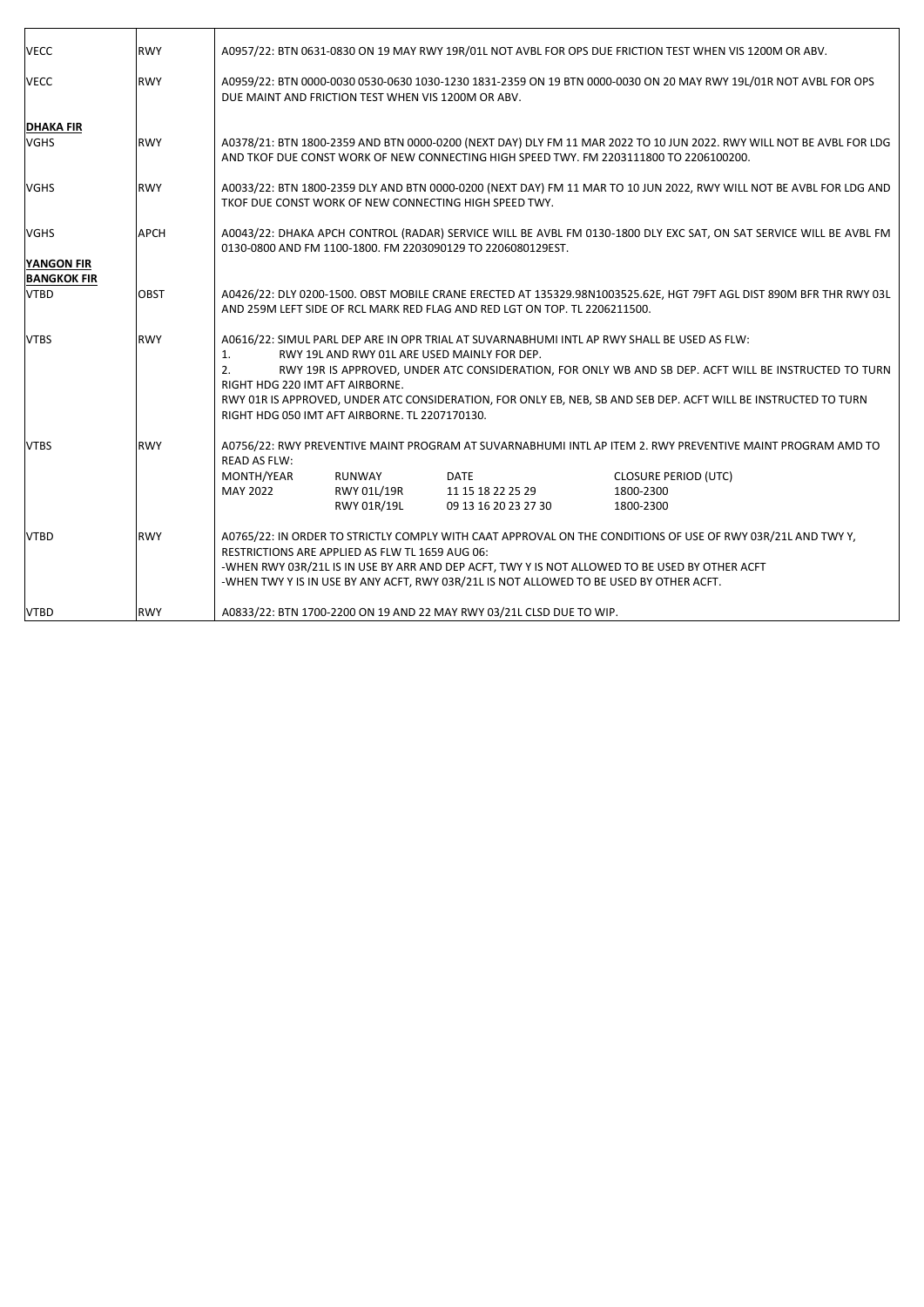| | | |
|---|---|---|
| VECC | RWY | A0957/22: BTN 0631-0830 ON 19 MAY RWY 19R/01L NOT AVBL FOR OPS DUE FRICTION TEST WHEN VIS 1200M OR ABV. |
| VECC | RWY | A0959/22: BTN 0000-0030 0530-0630 1030-1230 1831-2359 ON 19 BTN 0000-0030 ON 20 MAY RWY 19L/01R NOT AVBL FOR OPS DUE MAINT AND FRICTION TEST WHEN VIS 1200M OR ABV. |
| **DHAKA FIR** | | |
| VGHS | RWY | A0378/21: BTN 1800-2359 AND BTN 0000-0200 (NEXT DAY) DLY FM 11 MAR 2022 TO 10 JUN 2022. RWY WILL NOT BE AVBL FOR LDG AND TKOF DUE CONST WORK OF NEW CONNECTING HIGH SPEED TWY. FM 2203111800 TO 2206100200. |
| VGHS | RWY | A0033/22: BTN 1800-2359 DLY AND BTN 0000-0200 (NEXT DAY) FM 11 MAR TO 10 JUN 2022, RWY WILL NOT BE AVBL FOR LDG AND TKOF DUE CONST WORK OF NEW CONNECTING HIGH SPEED TWY. |
| VGHS | APCH | A0043/22: DHAKA APCH CONTROL (RADAR) SERVICE WILL BE AVBL FM 0130-1800 DLY EXC SAT, ON SAT SERVICE WILL BE AVBL FM 0130-0800 AND FM 1100-1800. FM 2203090129 TO 2206080129EST. |
| **YANGON FIR** | | |
| **BANGKOK FIR** | | |
| VTBD | OBST | A0426/22: DLY 0200-1500. OBST MOBILE CRANE ERECTED AT 135329.98N1003525.62E, HGT 79FT AGL DIST 890M BFR THR RWY 03L AND 259M LEFT SIDE OF RCL MARK RED FLAG AND RED LGT ON TOP. TL 2206211500. |
| VTBS | RWY | A0616/22: SIMUL PARL DEP ARE IN OPR TRIAL AT SUVARNABHUMI INTL AP RWY SHALL BE USED AS FLW:<br>1. RWY 19L AND RWY 01L ARE USED MAINLY FOR DEP.<br>2. RWY 19R IS APPROVED, UNDER ATC CONSIDERATION, FOR ONLY WB AND SB DEP. ACFT WILL BE INSTRUCTED TO TURN RIGHT HDG 220 IMT AFT AIRBORNE.<br>RWY 01R IS APPROVED, UNDER ATC CONSIDERATION, FOR ONLY EB, NEB, SB AND SEB DEP. ACFT WILL BE INSTRUCTED TO TURN RIGHT HDG 050 IMT AFT AIRBORNE. TL 2207170130. |
| VTBS | RWY | A0756/22: RWY PREVENTIVE MAINT PROGRAM AT SUVARNABHUMI INTL AP ITEM 2. RWY PREVENTIVE MAINT PROGRAM AMD TO READ AS FLW:<br>MONTH/YEAR / RUNWAY / DATE / CLOSURE PERIOD (UTC)<br>MAY 2022 / RWY 01L/19R / 11 15 18 22 25 29 / 1800-2300<br>RWY 01R/19L / 09 13 16 20 23 27 30 / 1800-2300 |
| VTBD | RWY | A0765/22: IN ORDER TO STRICTLY COMPLY WITH CAAT APPROVAL ON THE CONDITIONS OF USE OF RWY 03R/21L AND TWY Y, RESTRICTIONS ARE APPLIED AS FLW TL 1659 AUG 06:<br>-WHEN RWY 03R/21L IS IN USE BY ARR AND DEP ACFT, TWY Y IS NOT ALLOWED TO BE USED BY OTHER ACFT<br>-WHEN TWY Y IS IN USE BY ANY ACFT, RWY 03R/21L IS NOT ALLOWED TO BE USED BY OTHER ACFT. |
| VTBD | RWY | A0833/22: BTN 1700-2200 ON 19 AND 22 MAY RWY 03/21L CLSD DUE TO WIP. |